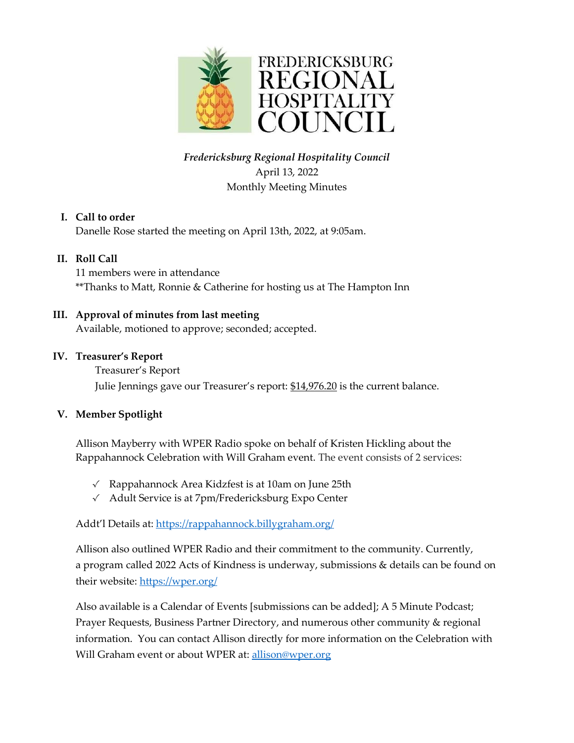FREDERICKSBURG REGIONAL HOSPITALITY COUNCIL

*Fredericksburg Regional Hospitality Council*

April 13, 2022

Monthly Meeting Minutes

## I. Call to order

Danelle Rose started the meeting on April 13th, 2022, at 9:05am.

## II. Roll Call

11 members were in attendance

**Thanks to Matt, Ronnie & Catherine for hosting us at The Hampton Inn

## III. Approval of minutes from last meeting

Available, motioned to approve; seconded; accepted.

## IV. Treasurer's Report

Treasurer's Report

Julie Jennings gave our Treasurer's report: <u>$14,976.20</u> is the current balance.

## V. Member Spotlight

Allison Mayberry with WPER Radio spoke on behalf of Kristen Hickling about the Rappahannock Celebration with Will Graham event. The event consists of 2 services:

- ✓ Rappahannock Area Kidzfest is at 10am on June 25th
- ✓ Adult Service is at 7pm/Fredericksburg Expo Center

Addt'l Details at: https://rappahannock.billygraham.org/

Allison also outlined WPER Radio and their commitment to the community. Currently, a program called 2022 Acts of Kindness is underway, submissions & details can be found on their website: https://wper.org/

Also available is a Calendar of Events [submissions can be added]; A 5 Minute Podcast; Prayer Requests, Business Partner Directory, and numerous other community & regional information. You can contact Allison directly for more information on the Celebration with Will Graham event or about WPER at: allison@wper.org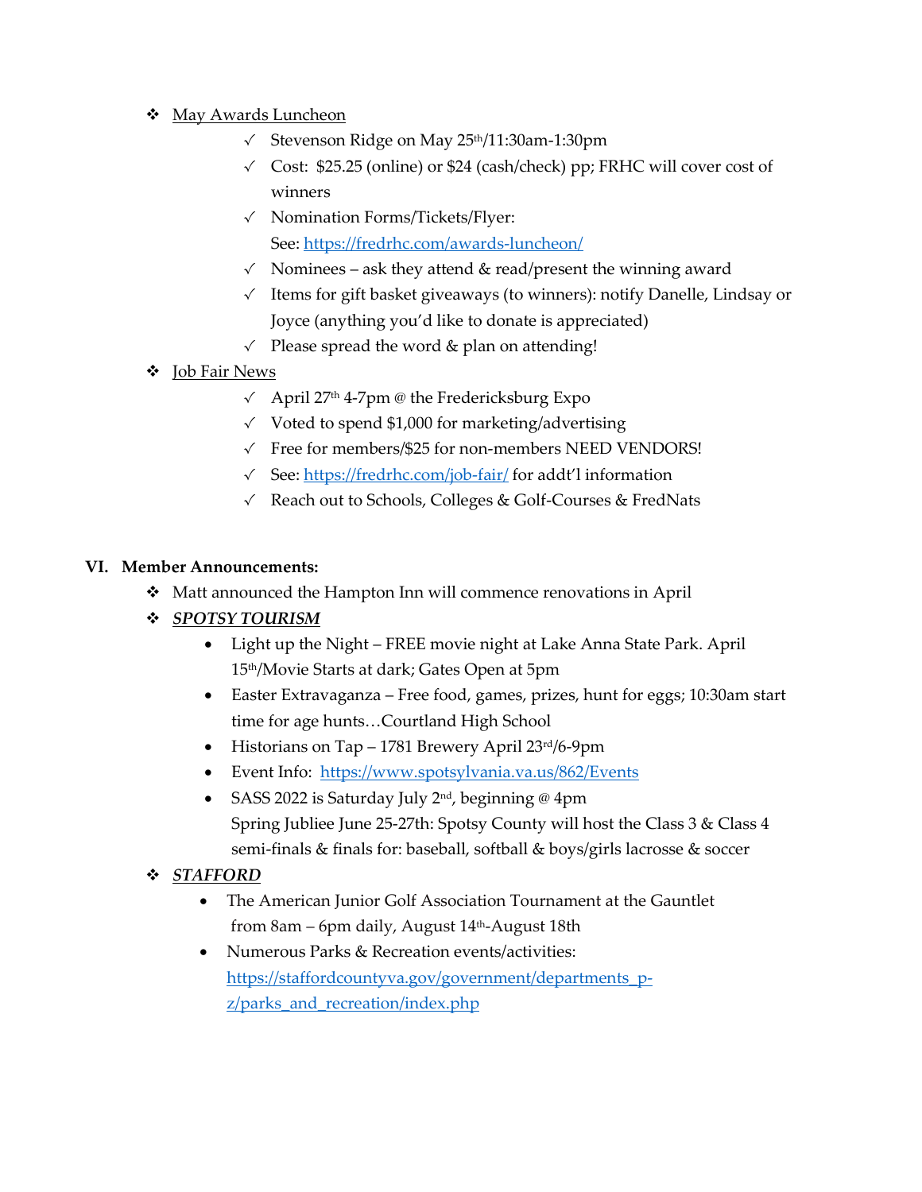- <u>May Awards Luncheon</u>
  - ✓ Stevenson Ridge on May 25th/11:30am-1:30pm
  - ✓ Cost: $25.25 (online) or $24 (cash/check) pp; FRHC will cover cost of winners
  - ✓ Nomination Forms/Tickets/Flyer: See: https://fredrhc.com/awards-luncheon/
  - ✓ Nominees – ask they attend & read/present the winning award
  - ✓ Items for gift basket giveaways (to winners): notify Danelle, Lindsay or Joyce (anything you'd like to donate is appreciated)
  - ✓ Please spread the word & plan on attending!
- <u>Job Fair News</u>
  - ✓ April 27th 4-7pm @ the Fredericksburg Expo
  - ✓ Voted to spend $1,000 for marketing/advertising
  - ✓ Free for members/$25 for non-members NEED VENDORS!
  - ✓ See: https://fredrhc.com/job-fair/ for addt'l information
  - ✓ Reach out to Schools, Colleges & Golf-Courses & FredNats

**VI. Member Announcements:**

- Matt announced the Hampton Inn will commence renovations in April
- ***<u>SPOTSY TOURISM</u>***
  - Light up the Night – FREE movie night at Lake Anna State Park. April 15th/Movie Starts at dark; Gates Open at 5pm
  - Easter Extravaganza – Free food, games, prizes, hunt for eggs; 10:30am start time for age hunts…Courtland High School
  - Historians on Tap – 1781 Brewery April 23rd/6-9pm
  - Event Info: https://www.spotsylvania.va.us/862/Events
  - SASS 2022 is Saturday July 2nd, beginning @ 4pm
    Spring Jubliee June 25-27th: Spotsy County will host the Class 3 & Class 4 semi-finals & finals for: baseball, softball & boys/girls lacrosse & soccer
- ***<u>STAFFORD</u>***
  - The American Junior Golf Association Tournament at the Gauntlet from 8am – 6pm daily, August 14th-August 18th
  - Numerous Parks & Recreation events/activities: https://staffordcountyva.gov/government/departments_p-z/parks_and_recreation/index.php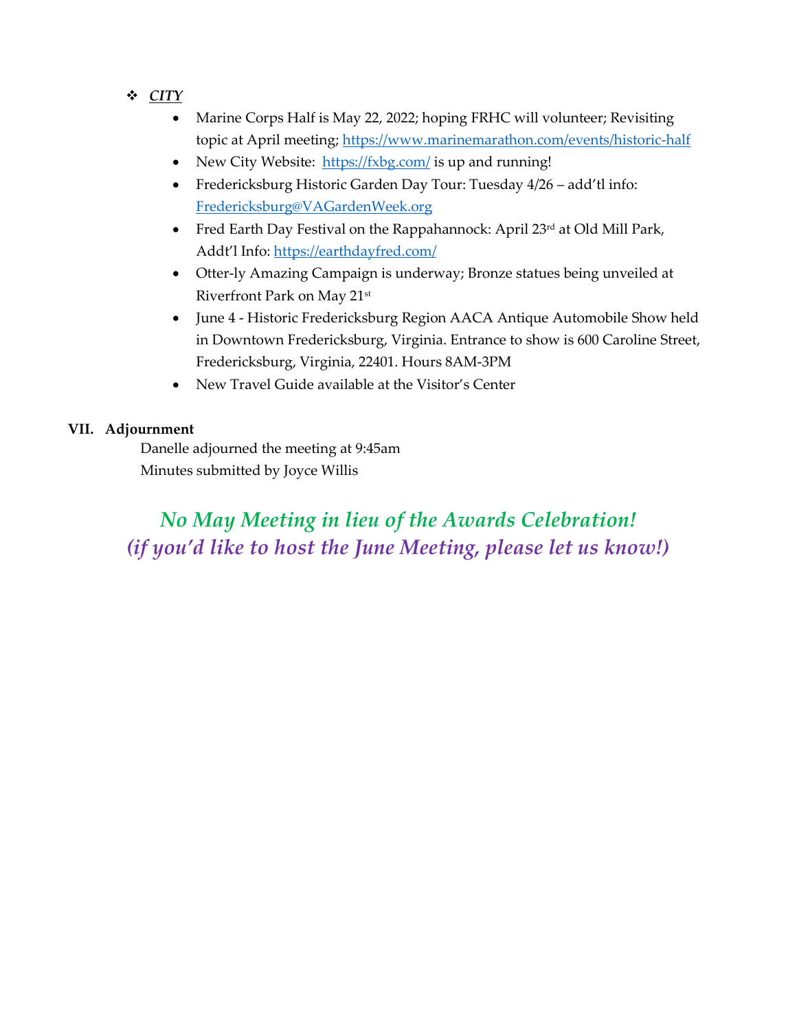- ***CITY***
  - Marine Corps Half is May 22, 2022; hoping FRHC will volunteer; Revisiting topic at April meeting; https://www.marinemarathon.com/events/historic-half
  - New City Website: https://fxbg.com/ is up and running!
  - Fredericksburg Historic Garden Day Tour: Tuesday 4/26 – add'tl info: Fredericksburg@VAGardenWeek.org
  - Fred Earth Day Festival on the Rappahannock: April 23rd at Old Mill Park, Addt'l Info: https://earthdayfred.com/
  - Otter-ly Amazing Campaign is underway; Bronze statues being unveiled at Riverfront Park on May 21st
  - June 4 - Historic Fredericksburg Region AACA Antique Automobile Show held in Downtown Fredericksburg, Virginia. Entrance to show is 600 Caroline Street, Fredericksburg, Virginia, 22401. Hours 8AM-3PM
  - New Travel Guide available at the Visitor's Center

## VII. Adjournment

Danelle adjourned the meeting at 9:45am
Minutes submitted by Joyce Willis

***No May Meeting in lieu of the Awards Celebration!***
***(if you'd like to host the June Meeting, please let us know!)***